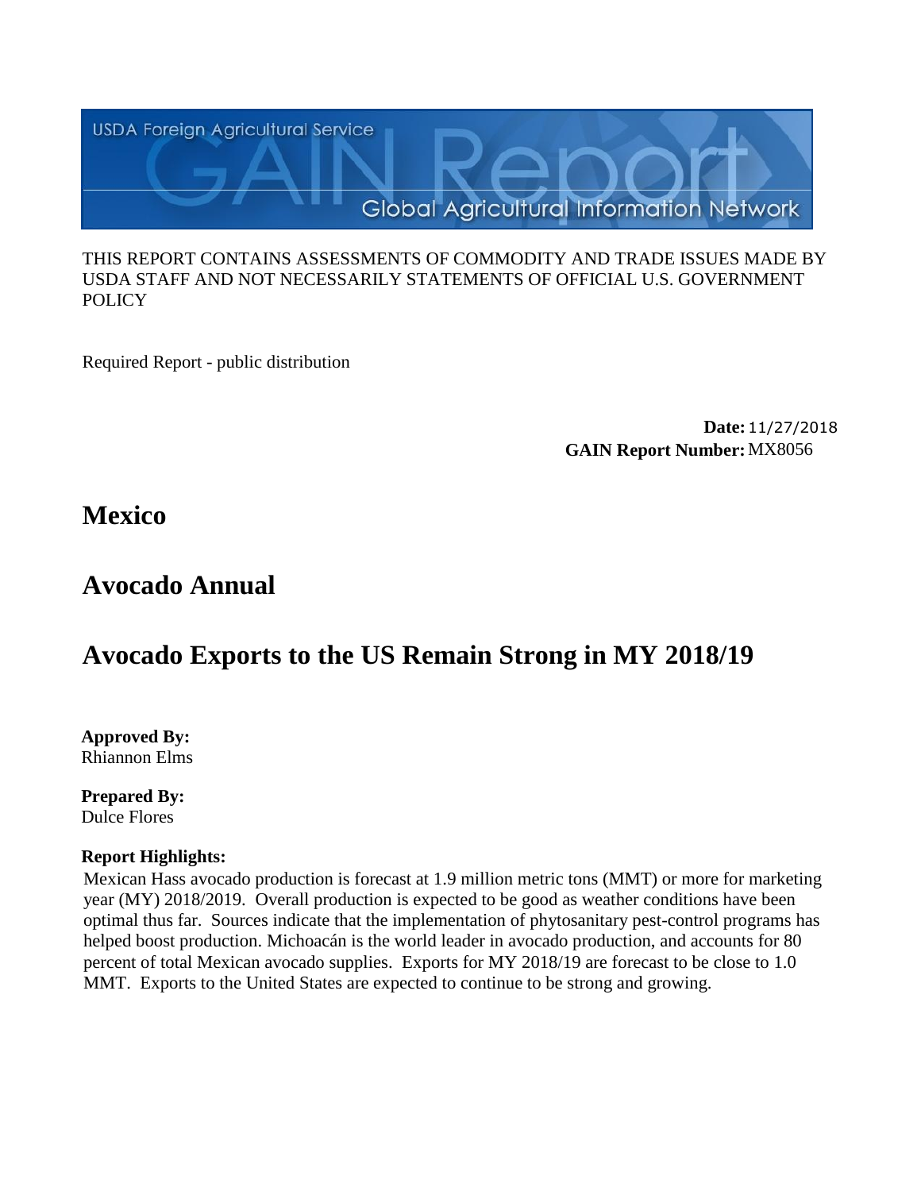USDA Foreign Agricultural Service

GAIN Report

Global Agricultural Information Network

THIS REPORT CONTAINS ASSESSMENTS OF COMMODITY AND TRADE ISSUES MADE BY USDA STAFF AND NOT NECESSARILY STATEMENTS OF OFFICIAL U.S. GOVERNMENT POLICY

Required Report - public distribution

**Date:** 11/27/2018
**GAIN Report Number:** MX8056

# Mexico

# Avocado Annual

# Avocado Exports to the US Remain Strong in MY 2018/19

**Approved By:**
Rhiannon Elms

**Prepared By:**
Dulce Flores

**Report Highlights:**

Mexican Hass avocado production is forecast at 1.9 million metric tons (MMT) or more for marketing year (MY) 2018/2019. Overall production is expected to be good as weather conditions have been optimal thus far. Sources indicate that the implementation of phytosanitary pest-control programs has helped boost production. Michoacán is the world leader in avocado production, and accounts for 80 percent of total Mexican avocado supplies. Exports for MY 2018/19 are forecast to be close to 1.0 MMT. Exports to the United States are expected to continue to be strong and growing.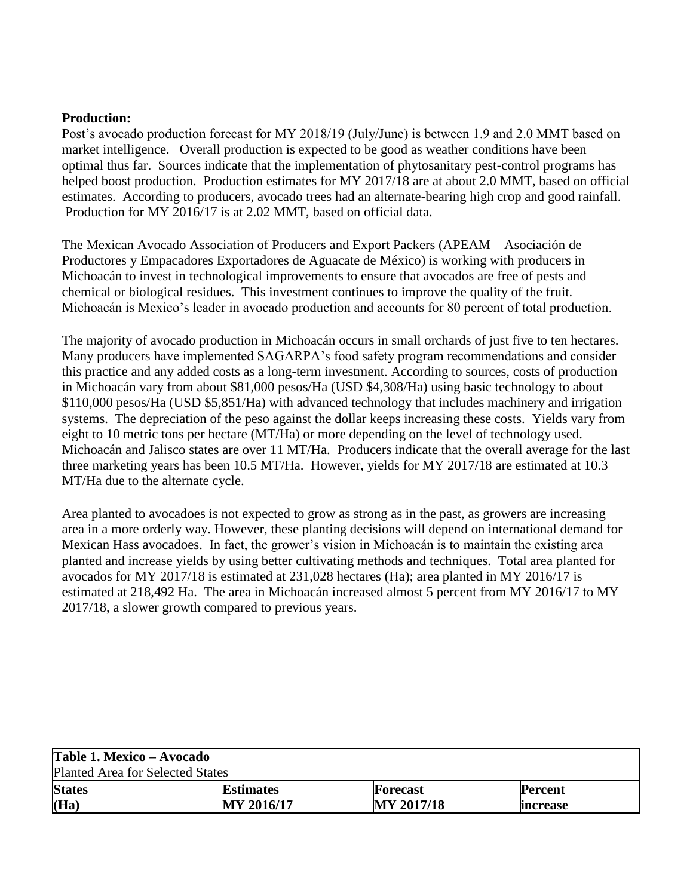**Production:**

Post's avocado production forecast for MY 2018/19 (July/June) is between 1.9 and 2.0 MMT based on market intelligence. Overall production is expected to be good as weather conditions have been optimal thus far. Sources indicate that the implementation of phytosanitary pest-control programs has helped boost production. Production estimates for MY 2017/18 are at about 2.0 MMT, based on official estimates. According to producers, avocado trees had an alternate-bearing high crop and good rainfall. Production for MY 2016/17 is at 2.02 MMT, based on official data.

The Mexican Avocado Association of Producers and Export Packers (APEAM – Asociación de Productores y Empacadores Exportadores de Aguacate de México) is working with producers in Michoacán to invest in technological improvements to ensure that avocados are free of pests and chemical or biological residues. This investment continues to improve the quality of the fruit. Michoacán is Mexico's leader in avocado production and accounts for 80 percent of total production.

The majority of avocado production in Michoacán occurs in small orchards of just five to ten hectares. Many producers have implemented SAGARPA's food safety program recommendations and consider this practice and any added costs as a long-term investment. According to sources, costs of production in Michoacán vary from about $81,000 pesos/Ha (USD $4,308/Ha) using basic technology to about $110,000 pesos/Ha (USD $5,851/Ha) with advanced technology that includes machinery and irrigation systems. The depreciation of the peso against the dollar keeps increasing these costs. Yields vary from eight to 10 metric tons per hectare (MT/Ha) or more depending on the level of technology used. Michoacán and Jalisco states are over 11 MT/Ha. Producers indicate that the overall average for the last three marketing years has been 10.5 MT/Ha. However, yields for MY 2017/18 are estimated at 10.3 MT/Ha due to the alternate cycle.

Area planted to avocadoes is not expected to grow as strong as in the past, as growers are increasing area in a more orderly way. However, these planting decisions will depend on international demand for Mexican Hass avocadoes. In fact, the grower's vision in Michoacán is to maintain the existing area planted and increase yields by using better cultivating methods and techniques. Total area planted for avocados for MY 2017/18 is estimated at 231,028 hectares (Ha); area planted in MY 2016/17 is estimated at 218,492 Ha. The area in Michoacán increased almost 5 percent from MY 2016/17 to MY 2017/18, a slower growth compared to previous years.

**Table 1. Mexico – Avocado**
Planted Area for Selected States

| States (Ha) | Estimates MY 2016/17 | Forecast MY 2017/18 | Percent increase |
|---|---|---|---|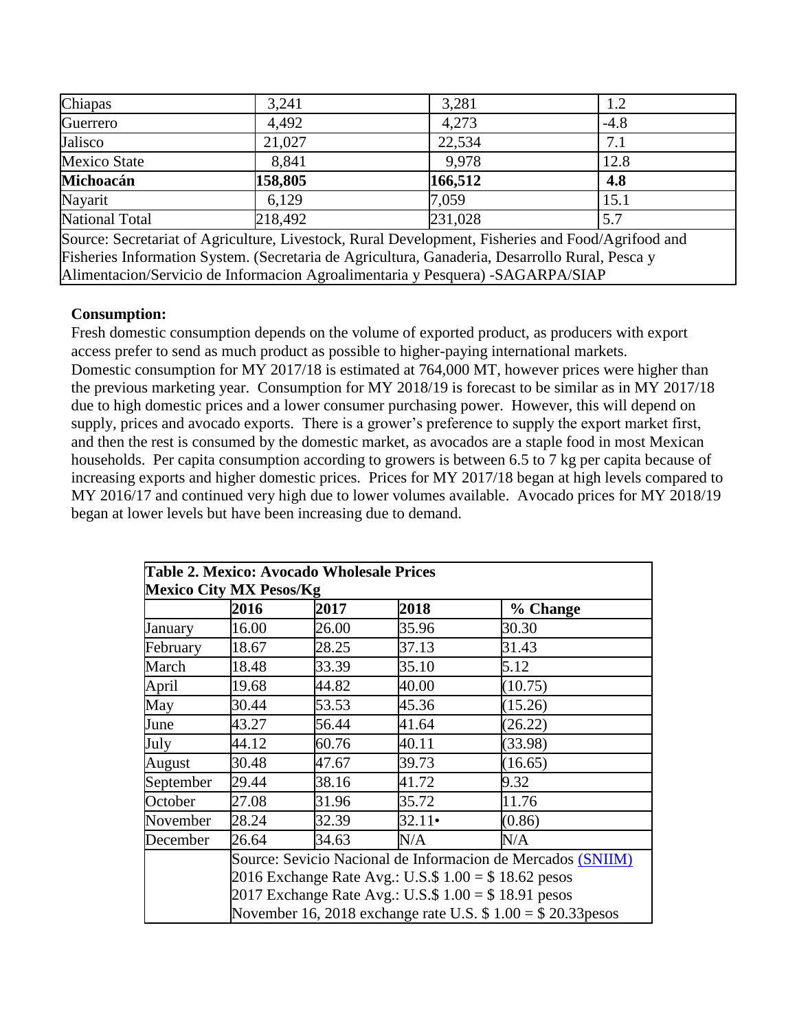| Chiapas | 3,241 | 3,281 | 1.2 |
|---|---|---|---|
| Guerrero | 4,492 | 4,273 | -4.8 |
| Jalisco | 21,027 | 22,534 | 7.1 |
| Mexico State | 8,841 | 9,978 | 12.8 |
| **Michoacán** | **158,805** | **166,512** | **4.8** |
| Nayarit | 6,129 | 7,059 | 15.1 |
| National Total | 218,492 | 231,028 | 5.7 |
| Source: Secretariat of Agriculture, Livestock, Rural Development, Fisheries and Food/Agrifood and Fisheries Information System. (Secretaria de Agricultura, Ganaderia, Desarrollo Rural, Pesca y Alimentacion/Servicio de Informacion Agroalimentaria y Pesquera) -SAGARPA/SIAP | | | |

**Consumption:**

Fresh domestic consumption depends on the volume of exported product, as producers with export access prefer to send as much product as possible to higher-paying international markets. Domestic consumption for MY 2017/18 is estimated at 764,000 MT, however prices were higher than the previous marketing year. Consumption for MY 2018/19 is forecast to be similar as in MY 2017/18 due to high domestic prices and a lower consumer purchasing power. However, this will depend on supply, prices and avocado exports. There is a grower's preference to supply the export market first, and then the rest is consumed by the domestic market, as avocados are a staple food in most Mexican households. Per capita consumption according to growers is between 6.5 to 7 kg per capita because of increasing exports and higher domestic prices. Prices for MY 2017/18 began at high levels compared to MY 2016/17 and continued very high due to lower volumes available. Avocado prices for MY 2018/19 began at lower levels but have been increasing due to demand.

| **Table 2. Mexico: Avocado Wholesale Prices Mexico City MX Pesos/Kg** | | | | |
|---|---|---|---|---|
| | **2016** | **2017** | **2018** | **% Change** |
| January | 16.00 | 26.00 | 35.96 | 30.30 |
| February | 18.67 | 28.25 | 37.13 | 31.43 |
| March | 18.48 | 33.39 | 35.10 | 5.12 |
| April | 19.68 | 44.82 | 40.00 | (10.75) |
| May | 30.44 | 53.53 | 45.36 | (15.26) |
| June | 43.27 | 56.44 | 41.64 | (26.22) |
| July | 44.12 | 60.76 | 40.11 | (33.98) |
| August | 30.48 | 47.67 | 39.73 | (16.65) |
| September | 29.44 | 38.16 | 41.72 | 9.32 |
| October | 27.08 | 31.96 | 35.72 | 11.76 |
| November | 28.24 | 32.39 | 32.11• | (0.86) |
| December | 26.64 | 34.63 | N/A | N/A |
| | Source: Sevicio Nacional de Informacion de Mercados (SNIIM) 2016 Exchange Rate Avg.: U.S.$ 1.00 = $ 18.62 pesos 2017 Exchange Rate Avg.: U.S.$ 1.00 = $ 18.91 pesos November 16, 2018 exchange rate U.S. $ 1.00 = $ 20.33pesos | | | |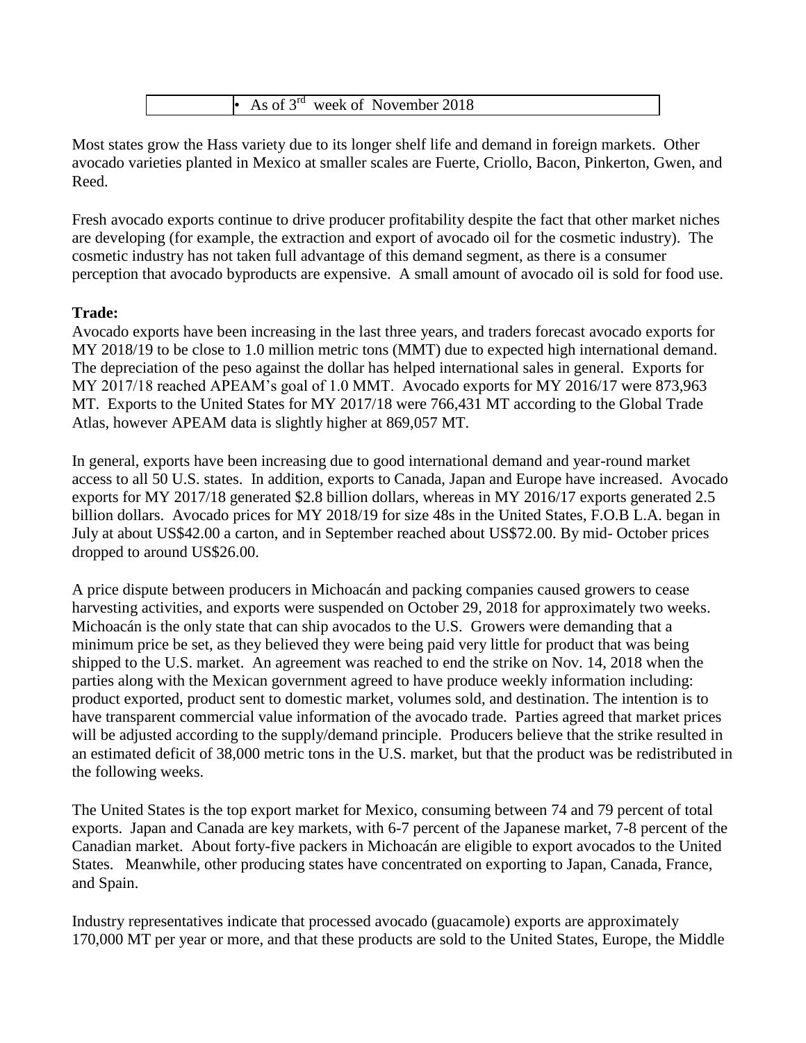| | • As of 3rd week of November 2018 |
|---|---|

Most states grow the Hass variety due to its longer shelf life and demand in foreign markets. Other avocado varieties planted in Mexico at smaller scales are Fuerte, Criollo, Bacon, Pinkerton, Gwen, and Reed.

Fresh avocado exports continue to drive producer profitability despite the fact that other market niches are developing (for example, the extraction and export of avocado oil for the cosmetic industry). The cosmetic industry has not taken full advantage of this demand segment, as there is a consumer perception that avocado byproducts are expensive. A small amount of avocado oil is sold for food use.

**Trade:**
Avocado exports have been increasing in the last three years, and traders forecast avocado exports for MY 2018/19 to be close to 1.0 million metric tons (MMT) due to expected high international demand. The depreciation of the peso against the dollar has helped international sales in general. Exports for MY 2017/18 reached APEAM's goal of 1.0 MMT. Avocado exports for MY 2016/17 were 873,963 MT. Exports to the United States for MY 2017/18 were 766,431 MT according to the Global Trade Atlas, however APEAM data is slightly higher at 869,057 MT.

In general, exports have been increasing due to good international demand and year-round market access to all 50 U.S. states. In addition, exports to Canada, Japan and Europe have increased. Avocado exports for MY 2017/18 generated $2.8 billion dollars, whereas in MY 2016/17 exports generated 2.5 billion dollars. Avocado prices for MY 2018/19 for size 48s in the United States, F.O.B L.A. began in July at about US$42.00 a carton, and in September reached about US$72.00. By mid- October prices dropped to around US$26.00.

A price dispute between producers in Michoacán and packing companies caused growers to cease harvesting activities, and exports were suspended on October 29, 2018 for approximately two weeks. Michoacán is the only state that can ship avocados to the U.S. Growers were demanding that a minimum price be set, as they believed they were being paid very little for product that was being shipped to the U.S. market. An agreement was reached to end the strike on Nov. 14, 2018 when the parties along with the Mexican government agreed to have produce weekly information including: product exported, product sent to domestic market, volumes sold, and destination. The intention is to have transparent commercial value information of the avocado trade. Parties agreed that market prices will be adjusted according to the supply/demand principle. Producers believe that the strike resulted in an estimated deficit of 38,000 metric tons in the U.S. market, but that the product was be redistributed in the following weeks.

The United States is the top export market for Mexico, consuming between 74 and 79 percent of total exports. Japan and Canada are key markets, with 6-7 percent of the Japanese market, 7-8 percent of the Canadian market. About forty-five packers in Michoacán are eligible to export avocados to the United States. Meanwhile, other producing states have concentrated on exporting to Japan, Canada, France, and Spain.

Industry representatives indicate that processed avocado (guacamole) exports are approximately 170,000 MT per year or more, and that these products are sold to the United States, Europe, the Middle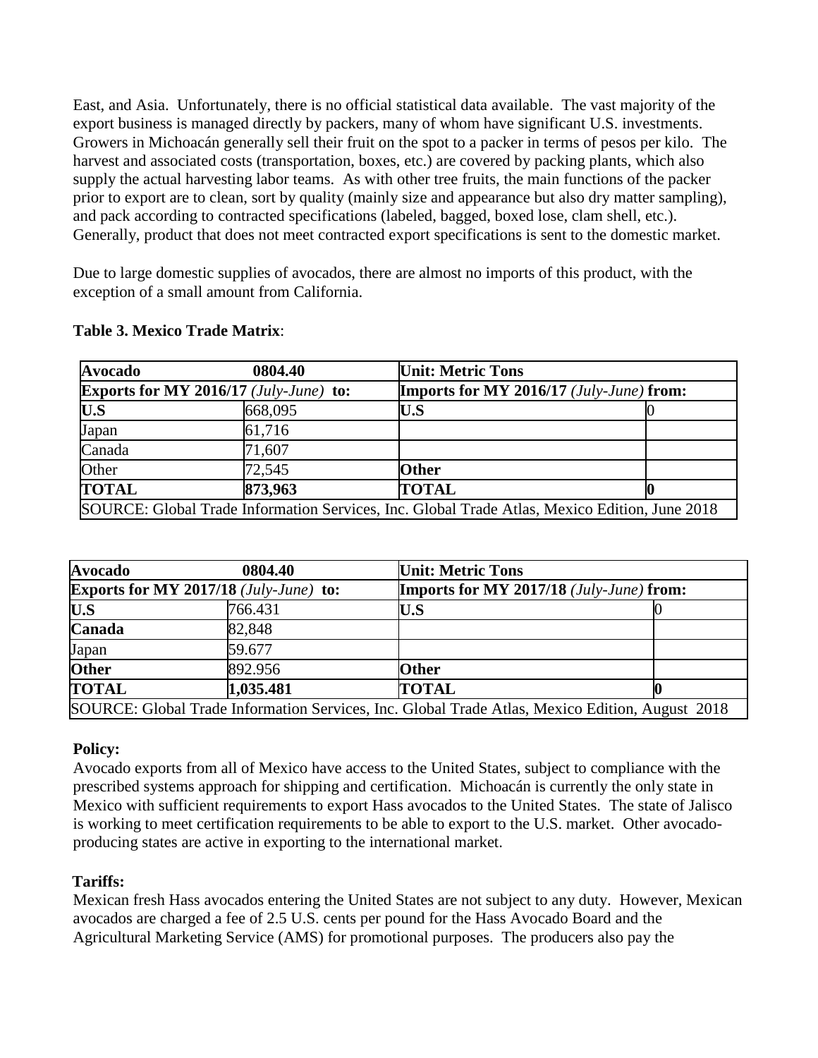East, and Asia. Unfortunately, there is no official statistical data available. The vast majority of the export business is managed directly by packers, many of whom have significant U.S. investments. Growers in Michoacán generally sell their fruit on the spot to a packer in terms of pesos per kilo. The harvest and associated costs (transportation, boxes, etc.) are covered by packing plants, which also supply the actual harvesting labor teams. As with other tree fruits, the main functions of the packer prior to export are to clean, sort by quality (mainly size and appearance but also dry matter sampling), and pack according to contracted specifications (labeled, bagged, boxed lose, clam shell, etc.). Generally, product that does not meet contracted export specifications is sent to the domestic market.

Due to large domestic supplies of avocados, there are almost no imports of this product, with the exception of a small amount from California.

**Table 3. Mexico Trade Matrix**:

| **Avocado** | **0804.40** | **Unit: Metric Tons** | |
|---|---|---|---|
| **Exports for MY 2016/17** *(July-June)* **to:** | | **Imports for MY 2016/17** *(July-June)* **from:** | |
| **U.S** | 668,095 | **U.S** | 0 |
| Japan | 61,716 | | |
| Canada | 71,607 | | |
| Other | 72,545 | **Other** | |
| **TOTAL** | **873,963** | **TOTAL** | **0** |
| SOURCE: Global Trade Information Services, Inc. Global Trade Atlas, Mexico Edition, June 2018 | | | |

| **Avocado** | **0804.40** | **Unit: Metric Tons** | |
|---|---|---|---|
| **Exports for MY 2017/18** *(July-June)* **to:** | | **Imports for MY 2017/18** *(July-June)* **from:** | |
| **U.S** | 766.431 | **U.S** | 0 |
| **Canada** | 82,848 | | |
| Japan | 59.677 | | |
| **Other** | 892.956 | **Other** | |
| **TOTAL** | **1,035.481** | **TOTAL** | **0** |
| SOURCE: Global Trade Information Services, Inc. Global Trade Atlas, Mexico Edition, August 2018 | | | |

**Policy:**

Avocado exports from all of Mexico have access to the United States, subject to compliance with the prescribed systems approach for shipping and certification. Michoacán is currently the only state in Mexico with sufficient requirements to export Hass avocados to the United States. The state of Jalisco is working to meet certification requirements to be able to export to the U.S. market. Other avocado-producing states are active in exporting to the international market.

**Tariffs:**

Mexican fresh Hass avocados entering the United States are not subject to any duty. However, Mexican avocados are charged a fee of 2.5 U.S. cents per pound for the Hass Avocado Board and the Agricultural Marketing Service (AMS) for promotional purposes. The producers also pay the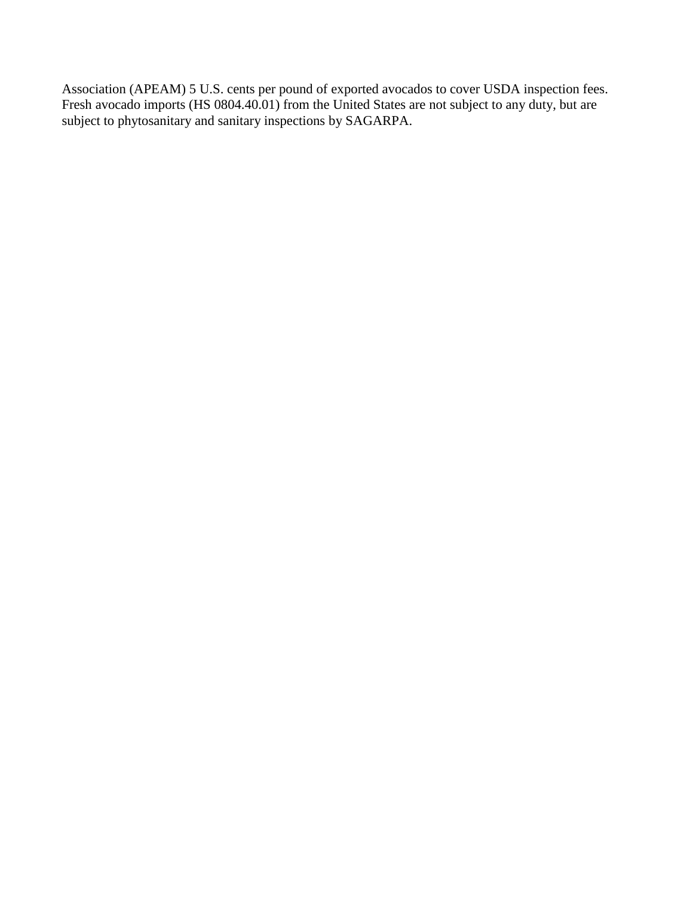Association (APEAM) 5 U.S. cents per pound of exported avocados to cover USDA inspection fees. Fresh avocado imports (HS 0804.40.01) from the United States are not subject to any duty, but are subject to phytosanitary and sanitary inspections by SAGARPA.